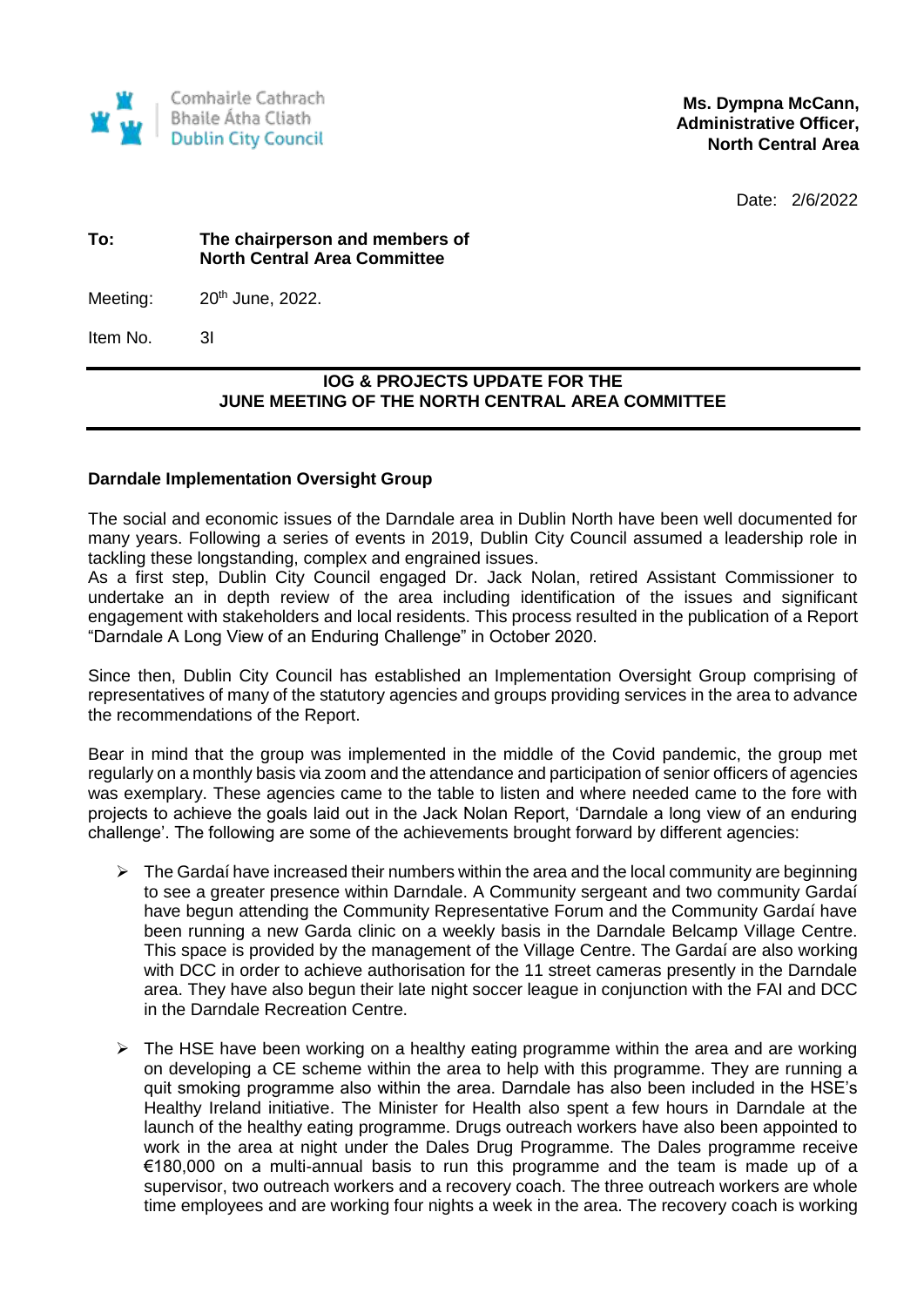Comhairle Cathrach
Bhaile Átha Cliath
Dublin City Council

**Ms. Dympna McCann,**
**Administrative Officer,**
**North Central Area**

Date: 2/6/2022

**To:** **The chairperson and members of North Central Area Committee**

Meeting: 20th June, 2022.

Item No. 3I

---

**IOG & PROJECTS UPDATE FOR THE JUNE MEETING OF THE NORTH CENTRAL AREA COMMITTEE**

---

### Darndale Implementation Oversight Group

The social and economic issues of the Darndale area in Dublin North have been well documented for many years. Following a series of events in 2019, Dublin City Council assumed a leadership role in tackling these longstanding, complex and engrained issues.
As a first step, Dublin City Council engaged Dr. Jack Nolan, retired Assistant Commissioner to undertake an in depth review of the area including identification of the issues and significant engagement with stakeholders and local residents. This process resulted in the publication of a Report "Darndale A Long View of an Enduring Challenge" in October 2020.

Since then, Dublin City Council has established an Implementation Oversight Group comprising of representatives of many of the statutory agencies and groups providing services in the area to advance the recommendations of the Report.

Bear in mind that the group was implemented in the middle of the Covid pandemic, the group met regularly on a monthly basis via zoom and the attendance and participation of senior officers of agencies was exemplary. These agencies came to the table to listen and where needed came to the fore with projects to achieve the goals laid out in the Jack Nolan Report, 'Darndale a long view of an enduring challenge'. The following are some of the achievements brought forward by different agencies:

- The Gardaí have increased their numbers within the area and the local community are beginning to see a greater presence within Darndale. A Community sergeant and two community Gardaí have begun attending the Community Representative Forum and the Community Gardaí have been running a new Garda clinic on a weekly basis in the Darndale Belcamp Village Centre. This space is provided by the management of the Village Centre. The Gardaí are also working with DCC in order to achieve authorisation for the 11 street cameras presently in the Darndale area. They have also begun their late night soccer league in conjunction with the FAI and DCC in the Darndale Recreation Centre.

- The HSE have been working on a healthy eating programme within the area and are working on developing a CE scheme within the area to help with this programme. They are running a quit smoking programme also within the area. Darndale has also been included in the HSE's Healthy Ireland initiative. The Minister for Health also spent a few hours in Darndale at the launch of the healthy eating programme. Drugs outreach workers have also been appointed to work in the area at night under the Dales Drug Programme. The Dales programme receive €180,000 on a multi-annual basis to run this programme and the team is made up of a supervisor, two outreach workers and a recovery coach. The three outreach workers are whole time employees and are working four nights a week in the area. The recovery coach is working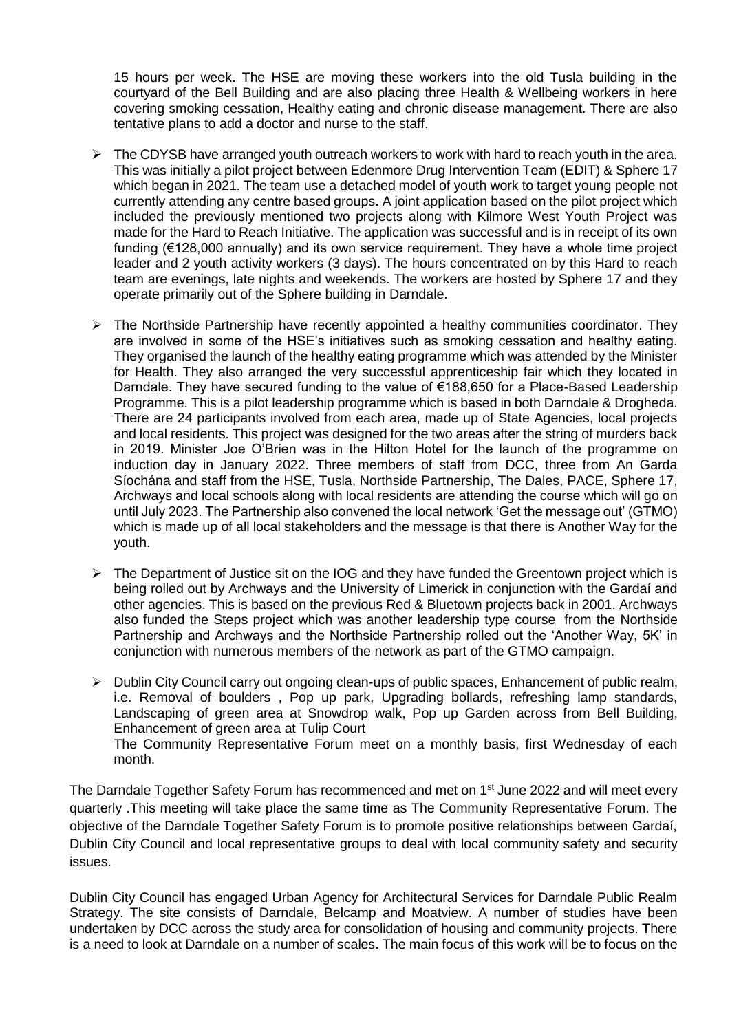15 hours per week. The HSE are moving these workers into the old Tusla building in the courtyard of the Bell Building and are also placing three Health & Wellbeing workers in here covering smoking cessation, Healthy eating and chronic disease management. There are also tentative plans to add a doctor and nurse to the staff.

- The CDYSB have arranged youth outreach workers to work with hard to reach youth in the area. This was initially a pilot project between Edenmore Drug Intervention Team (EDIT) & Sphere 17 which began in 2021. The team use a detached model of youth work to target young people not currently attending any centre based groups. A joint application based on the pilot project which included the previously mentioned two projects along with Kilmore West Youth Project was made for the Hard to Reach Initiative. The application was successful and is in receipt of its own funding (€128,000 annually) and its own service requirement. They have a whole time project leader and 2 youth activity workers (3 days). The hours concentrated on by this Hard to reach team are evenings, late nights and weekends. The workers are hosted by Sphere 17 and they operate primarily out of the Sphere building in Darndale.
- The Northside Partnership have recently appointed a healthy communities coordinator. They are involved in some of the HSE's initiatives such as smoking cessation and healthy eating. They organised the launch of the healthy eating programme which was attended by the Minister for Health. They also arranged the very successful apprenticeship fair which they located in Darndale. They have secured funding to the value of €188,650 for a Place-Based Leadership Programme. This is a pilot leadership programme which is based in both Darndale & Drogheda. There are 24 participants involved from each area, made up of State Agencies, local projects and local residents. This project was designed for the two areas after the string of murders back in 2019. Minister Joe O'Brien was in the Hilton Hotel for the launch of the programme on induction day in January 2022. Three members of staff from DCC, three from An Garda Síochána and staff from the HSE, Tusla, Northside Partnership, The Dales, PACE, Sphere 17, Archways and local schools along with local residents are attending the course which will go on until July 2023. The Partnership also convened the local network 'Get the message out' (GTMO) which is made up of all local stakeholders and the message is that there is Another Way for the youth.
- The Department of Justice sit on the IOG and they have funded the Greentown project which is being rolled out by Archways and the University of Limerick in conjunction with the Gardaí and other agencies. This is based on the previous Red & Bluetown projects back in 2001. Archways also funded the Steps project which was another leadership type course from the Northside Partnership and Archways and the Northside Partnership rolled out the 'Another Way, 5K' in conjunction with numerous members of the network as part of the GTMO campaign.
- Dublin City Council carry out ongoing clean-ups of public spaces, Enhancement of public realm, i.e. Removal of boulders , Pop up park, Upgrading bollards, refreshing lamp standards, Landscaping of green area at Snowdrop walk, Pop up Garden across from Bell Building, Enhancement of green area at Tulip Court
  The Community Representative Forum meet on a monthly basis, first Wednesday of each month.

The Darndale Together Safety Forum has recommenced and met on 1st June 2022 and will meet every quarterly .This meeting will take place the same time as The Community Representative Forum. The objective of the Darndale Together Safety Forum is to promote positive relationships between Gardaí, Dublin City Council and local representative groups to deal with local community safety and security issues.

Dublin City Council has engaged Urban Agency for Architectural Services for Darndale Public Realm Strategy. The site consists of Darndale, Belcamp and Moatview. A number of studies have been undertaken by DCC across the study area for consolidation of housing and community projects. There is a need to look at Darndale on a number of scales. The main focus of this work will be to focus on the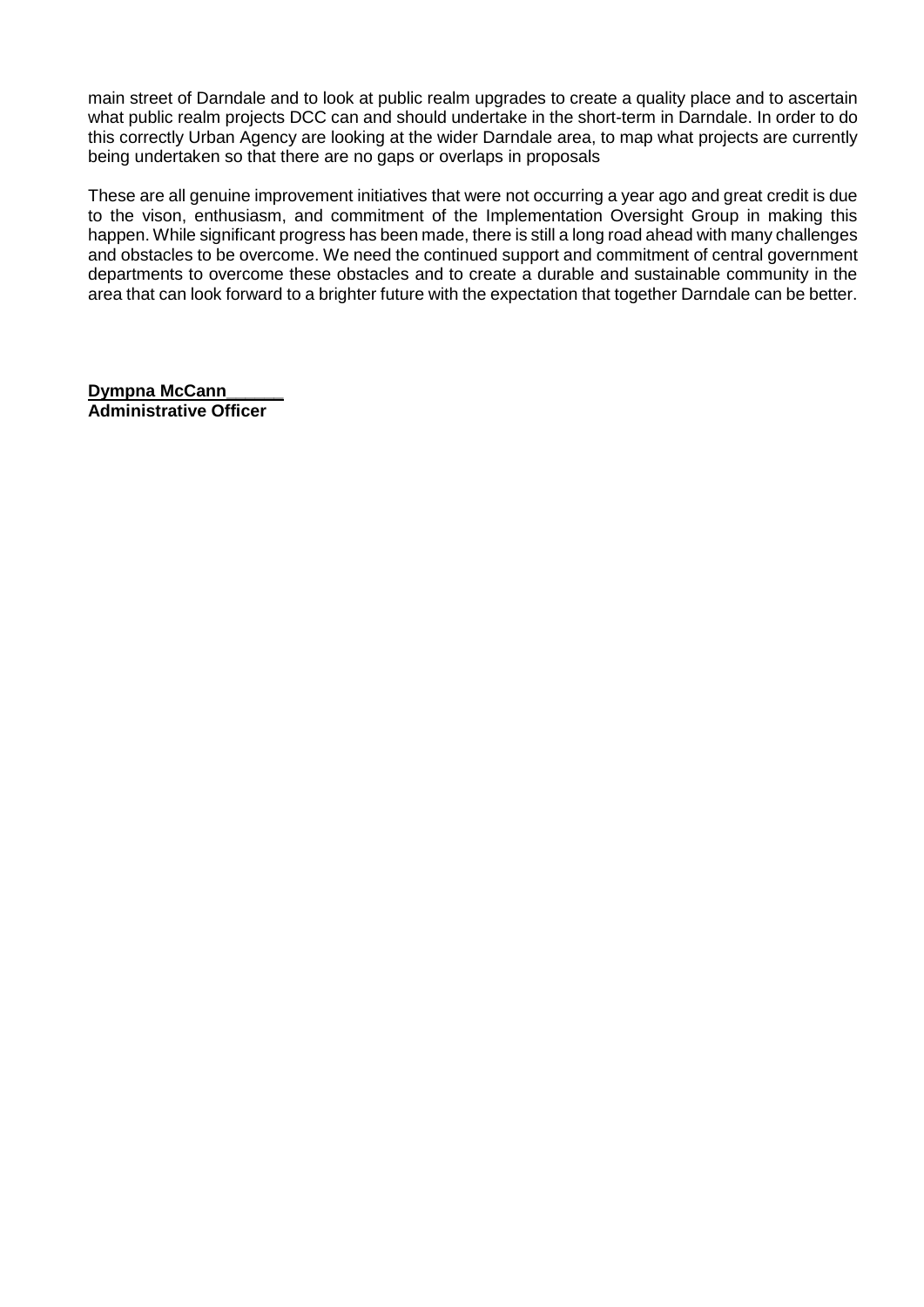main street of Darndale and to look at public realm upgrades to create a quality place and to ascertain what public realm projects DCC can and should undertake in the short-term in Darndale. In order to do this correctly Urban Agency are looking at the wider Darndale area, to map what projects are currently being undertaken so that there are no gaps or overlaps in proposals

These are all genuine improvement initiatives that were not occurring a year ago and great credit is due to the vison, enthusiasm, and commitment of the Implementation Oversight Group in making this happen. While significant progress has been made, there is still a long road ahead with many challenges and obstacles to be overcome. We need the continued support and commitment of central government departments to overcome these obstacles and to create a durable and sustainable community in the area that can look forward to a brighter future with the expectation that together Darndale can be better.

**Dympna McCann______**
**Administrative Officer**